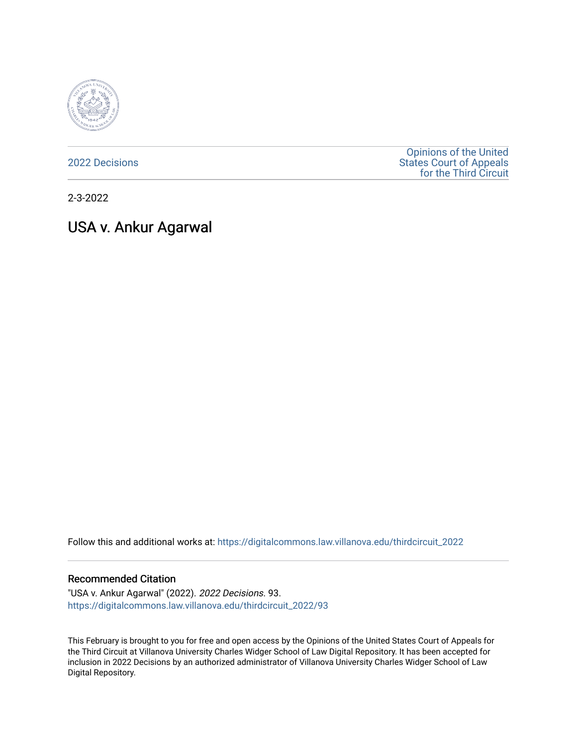2022 Decisions

Opinions of the United States Court of Appeals for the Third Circuit

2-3-2022

# USA v. Ankur Agarwal

Follow this and additional works at: https://digitalcommons.law.villanova.edu/thirdcircuit_2022

## Recommended Citation

"USA v. Ankur Agarwal" (2022). *2022 Decisions*. 93.
https://digitalcommons.law.villanova.edu/thirdcircuit_2022/93

This February is brought to you for free and open access by the Opinions of the United States Court of Appeals for the Third Circuit at Villanova University Charles Widger School of Law Digital Repository. It has been accepted for inclusion in 2022 Decisions by an authorized administrator of Villanova University Charles Widger School of Law Digital Repository.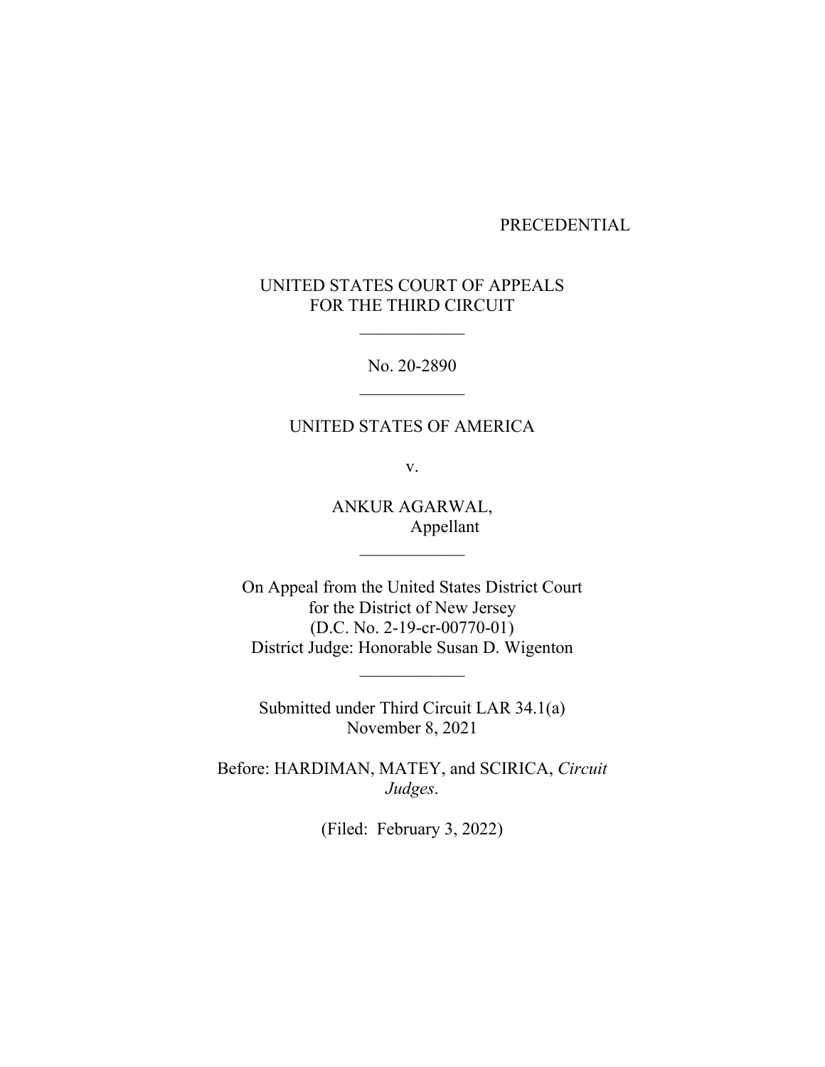PRECEDENTIAL

UNITED STATES COURT OF APPEALS
FOR THE THIRD CIRCUIT

____________

No. 20-2890

____________

UNITED STATES OF AMERICA

v.

ANKUR AGARWAL,
Appellant

____________

On Appeal from the United States District Court
for the District of New Jersey
(D.C. No. 2-19-cr-00770-01)
District Judge: Honorable Susan D. Wigenton

____________

Submitted under Third Circuit LAR 34.1(a)
November 8, 2021

Before: HARDIMAN, MATEY, and SCIRICA, *Circuit Judges*.

(Filed: February 3, 2022)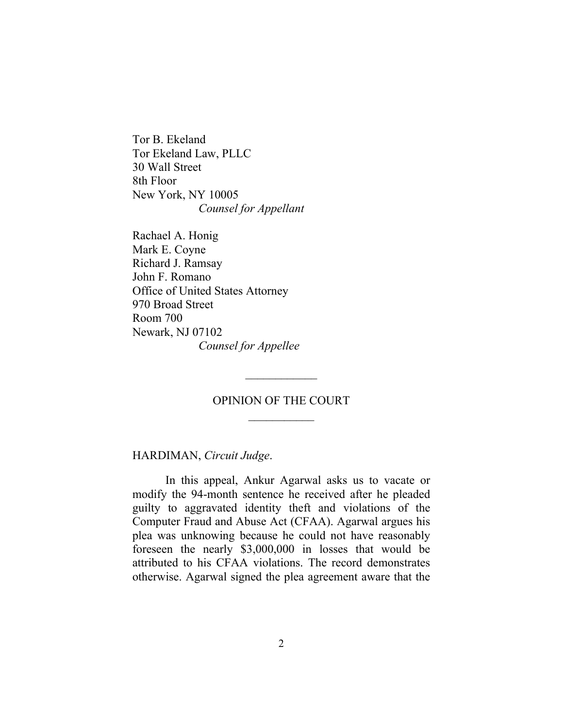Tor B. Ekeland
Tor Ekeland Law, PLLC
30 Wall Street
8th Floor
New York, NY 10005
*Counsel for Appellant*

Rachael A. Honig
Mark E. Coyne
Richard J. Ramsay
John F. Romano
Office of United States Attorney
970 Broad Street
Room 700
Newark, NJ 07102
*Counsel for Appellee*

---

OPINION OF THE COURT

---

HARDIMAN, *Circuit Judge*.

In this appeal, Ankur Agarwal asks us to vacate or modify the 94-month sentence he received after he pleaded guilty to aggravated identity theft and violations of the Computer Fraud and Abuse Act (CFAA). Agarwal argues his plea was unknowing because he could not have reasonably foreseen the nearly $3,000,000 in losses that would be attributed to his CFAA violations. The record demonstrates otherwise. Agarwal signed the plea agreement aware that the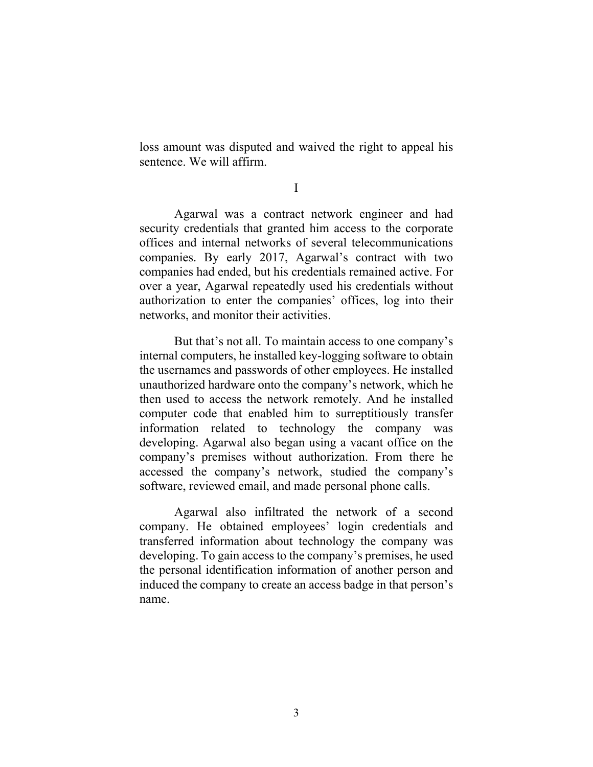loss amount was disputed and waived the right to appeal his sentence. We will affirm.

# I

Agarwal was a contract network engineer and had security credentials that granted him access to the corporate offices and internal networks of several telecommunications companies. By early 2017, Agarwal's contract with two companies had ended, but his credentials remained active. For over a year, Agarwal repeatedly used his credentials without authorization to enter the companies' offices, log into their networks, and monitor their activities.

But that's not all. To maintain access to one company's internal computers, he installed key-logging software to obtain the usernames and passwords of other employees. He installed unauthorized hardware onto the company's network, which he then used to access the network remotely. And he installed computer code that enabled him to surreptitiously transfer information related to technology the company was developing. Agarwal also began using a vacant office on the company's premises without authorization. From there he accessed the company's network, studied the company's software, reviewed email, and made personal phone calls.

Agarwal also infiltrated the network of a second company. He obtained employees' login credentials and transferred information about technology the company was developing. To gain access to the company's premises, he used the personal identification information of another person and induced the company to create an access badge in that person's name.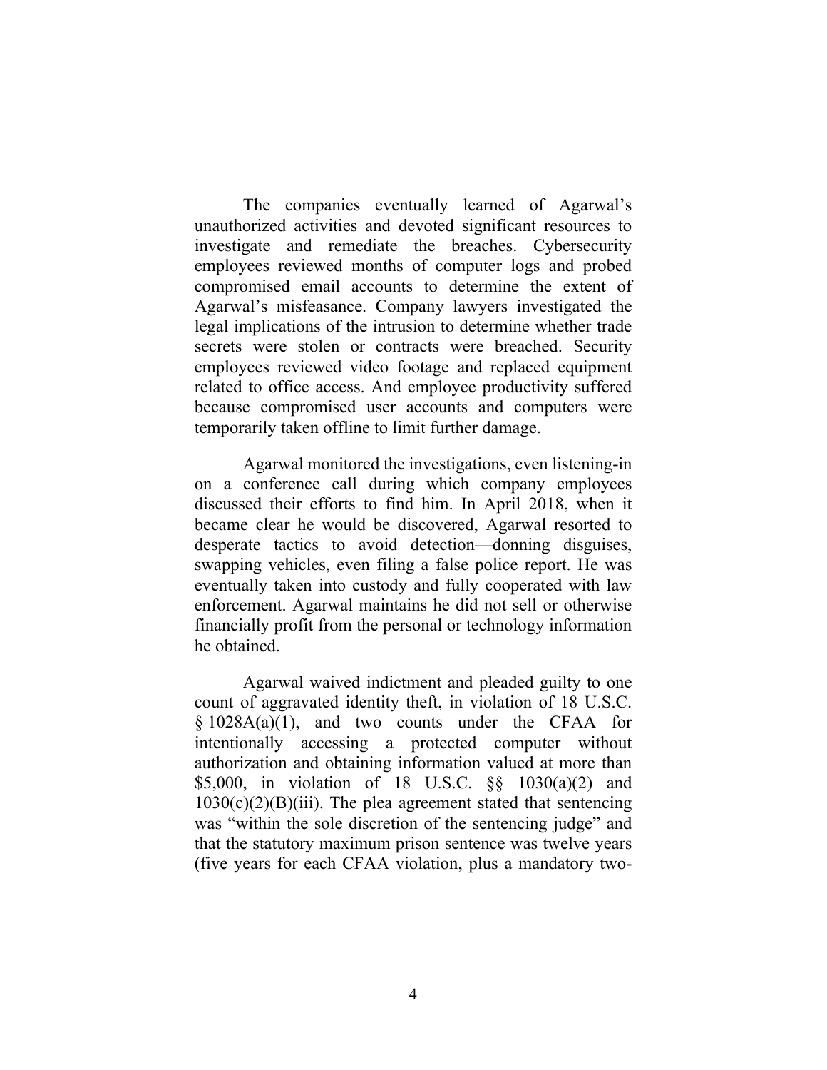The companies eventually learned of Agarwal's unauthorized activities and devoted significant resources to investigate and remediate the breaches. Cybersecurity employees reviewed months of computer logs and probed compromised email accounts to determine the extent of Agarwal's misfeasance. Company lawyers investigated the legal implications of the intrusion to determine whether trade secrets were stolen or contracts were breached. Security employees reviewed video footage and replaced equipment related to office access. And employee productivity suffered because compromised user accounts and computers were temporarily taken offline to limit further damage.

Agarwal monitored the investigations, even listening-in on a conference call during which company employees discussed their efforts to find him. In April 2018, when it became clear he would be discovered, Agarwal resorted to desperate tactics to avoid detection—donning disguises, swapping vehicles, even filing a false police report. He was eventually taken into custody and fully cooperated with law enforcement. Agarwal maintains he did not sell or otherwise financially profit from the personal or technology information he obtained.

Agarwal waived indictment and pleaded guilty to one count of aggravated identity theft, in violation of 18 U.S.C. § 1028A(a)(1), and two counts under the CFAA for intentionally accessing a protected computer without authorization and obtaining information valued at more than $5,000, in violation of 18 U.S.C. §§ 1030(a)(2) and 1030(c)(2)(B)(iii). The plea agreement stated that sentencing was "within the sole discretion of the sentencing judge" and that the statutory maximum prison sentence was twelve years (five years for each CFAA violation, plus a mandatory two-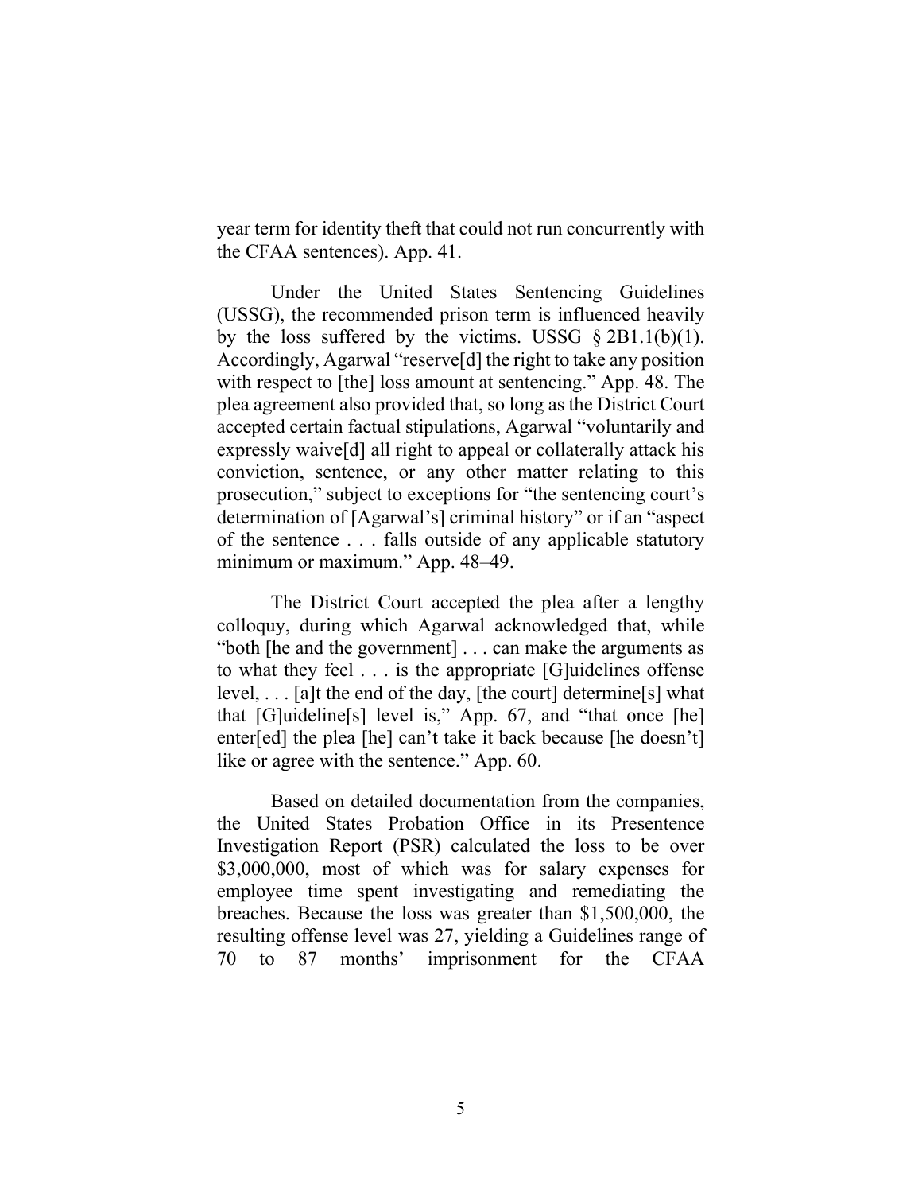year term for identity theft that could not run concurrently with the CFAA sentences). App. 41.

Under the United States Sentencing Guidelines (USSG), the recommended prison term is influenced heavily by the loss suffered by the victims. USSG § 2B1.1(b)(1). Accordingly, Agarwal "reserve[d] the right to take any position with respect to [the] loss amount at sentencing." App. 48. The plea agreement also provided that, so long as the District Court accepted certain factual stipulations, Agarwal "voluntarily and expressly waive[d] all right to appeal or collaterally attack his conviction, sentence, or any other matter relating to this prosecution," subject to exceptions for "the sentencing court's determination of [Agarwal's] criminal history" or if an "aspect of the sentence . . . falls outside of any applicable statutory minimum or maximum." App. 48–49.

The District Court accepted the plea after a lengthy colloquy, during which Agarwal acknowledged that, while "both [he and the government] . . . can make the arguments as to what they feel . . . is the appropriate [G]uidelines offense level, . . . [a]t the end of the day, [the court] determine[s] what that [G]uideline[s] level is," App. 67, and "that once [he] enter[ed] the plea [he] can't take it back because [he doesn't] like or agree with the sentence." App. 60.

Based on detailed documentation from the companies, the United States Probation Office in its Presentence Investigation Report (PSR) calculated the loss to be over $3,000,000, most of which was for salary expenses for employee time spent investigating and remediating the breaches. Because the loss was greater than $1,500,000, the resulting offense level was 27, yielding a Guidelines range of 70 to 87 months' imprisonment for the CFAA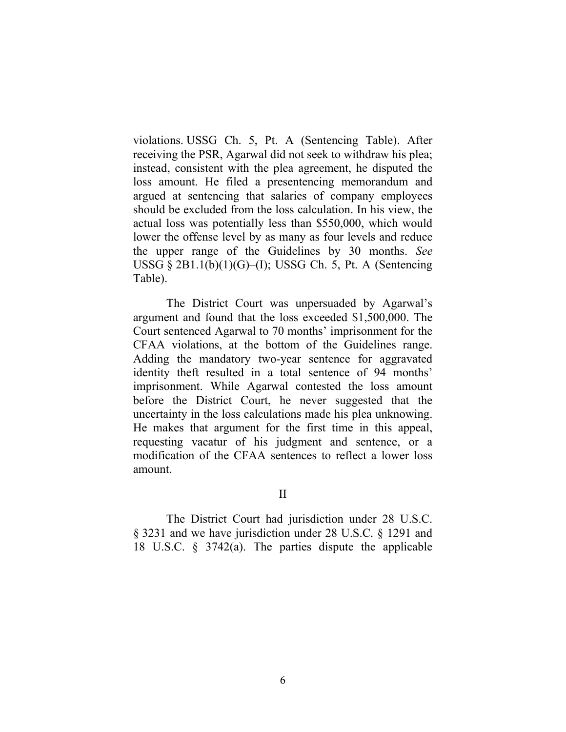violations. USSG Ch. 5, Pt. A (Sentencing Table). After receiving the PSR, Agarwal did not seek to withdraw his plea; instead, consistent with the plea agreement, he disputed the loss amount. He filed a presentencing memorandum and argued at sentencing that salaries of company employees should be excluded from the loss calculation. In his view, the actual loss was potentially less than $550,000, which would lower the offense level by as many as four levels and reduce the upper range of the Guidelines by 30 months. *See* USSG § 2B1.1(b)(1)(G)–(I); USSG Ch. 5, Pt. A (Sentencing Table).

The District Court was unpersuaded by Agarwal's argument and found that the loss exceeded $1,500,000. The Court sentenced Agarwal to 70 months' imprisonment for the CFAA violations, at the bottom of the Guidelines range. Adding the mandatory two-year sentence for aggravated identity theft resulted in a total sentence of 94 months' imprisonment. While Agarwal contested the loss amount before the District Court, he never suggested that the uncertainty in the loss calculations made his plea unknowing. He makes that argument for the first time in this appeal, requesting vacatur of his judgment and sentence, or a modification of the CFAA sentences to reflect a lower loss amount.

## II

The District Court had jurisdiction under 28 U.S.C. § 3231 and we have jurisdiction under 28 U.S.C. § 1291 and 18 U.S.C. § 3742(a). The parties dispute the applicable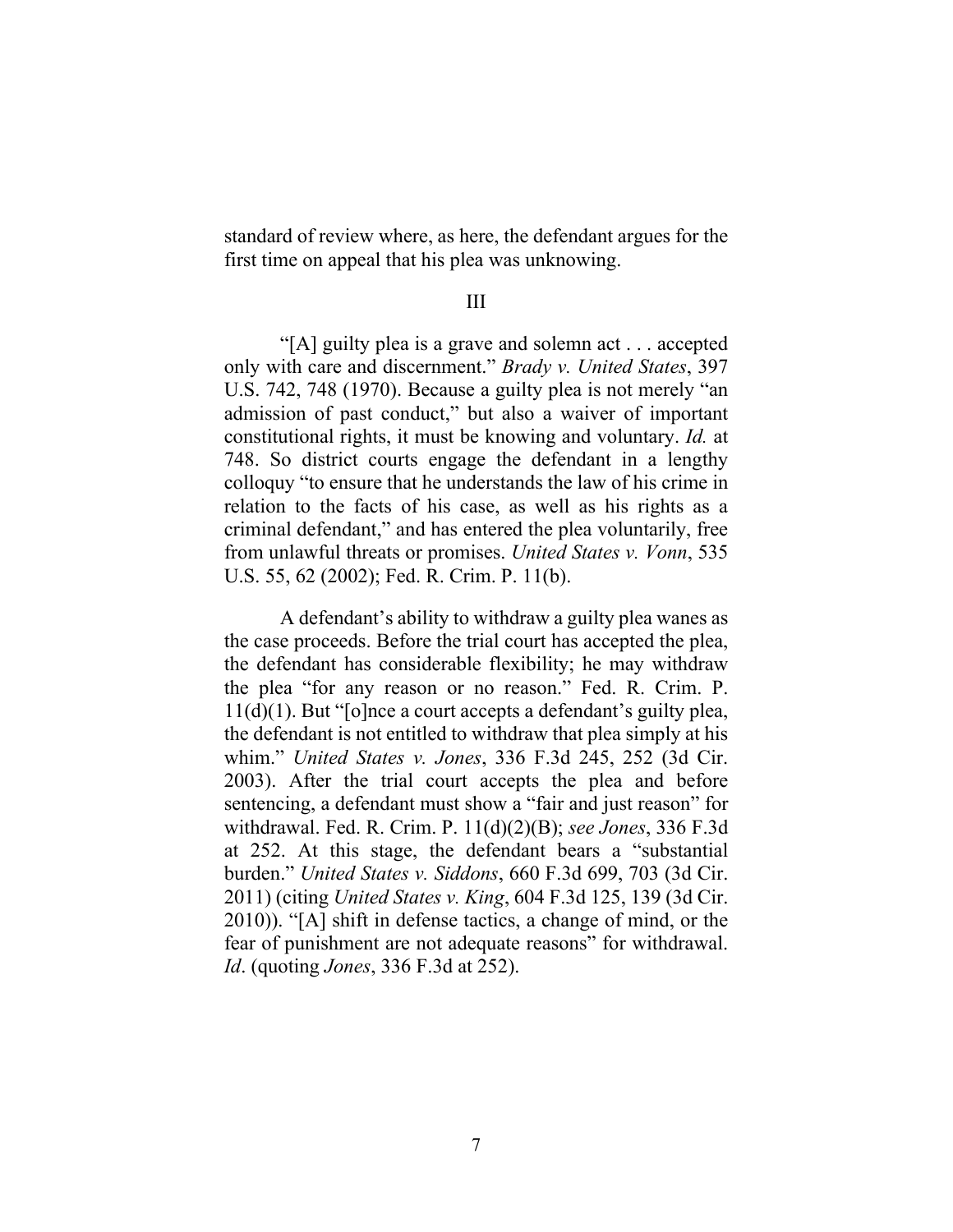standard of review where, as here, the defendant argues for the first time on appeal that his plea was unknowing.

## III

"[A] guilty plea is a grave and solemn act . . . accepted only with care and discernment." *Brady v. United States*, 397 U.S. 742, 748 (1970). Because a guilty plea is not merely "an admission of past conduct," but also a waiver of important constitutional rights, it must be knowing and voluntary. *Id.* at 748. So district courts engage the defendant in a lengthy colloquy "to ensure that he understands the law of his crime in relation to the facts of his case, as well as his rights as a criminal defendant," and has entered the plea voluntarily, free from unlawful threats or promises. *United States v. Vonn*, 535 U.S. 55, 62 (2002); Fed. R. Crim. P. 11(b).

A defendant's ability to withdraw a guilty plea wanes as the case proceeds. Before the trial court has accepted the plea, the defendant has considerable flexibility; he may withdraw the plea "for any reason or no reason." Fed. R. Crim. P. 11(d)(1). But "[o]nce a court accepts a defendant's guilty plea, the defendant is not entitled to withdraw that plea simply at his whim." *United States v. Jones*, 336 F.3d 245, 252 (3d Cir. 2003). After the trial court accepts the plea and before sentencing, a defendant must show a "fair and just reason" for withdrawal. Fed. R. Crim. P. 11(d)(2)(B); *see Jones*, 336 F.3d at 252. At this stage, the defendant bears a "substantial burden." *United States v. Siddons*, 660 F.3d 699, 703 (3d Cir. 2011) (citing *United States v. King*, 604 F.3d 125, 139 (3d Cir. 2010)). "[A] shift in defense tactics, a change of mind, or the fear of punishment are not adequate reasons" for withdrawal. *Id*. (quoting *Jones*, 336 F.3d at 252).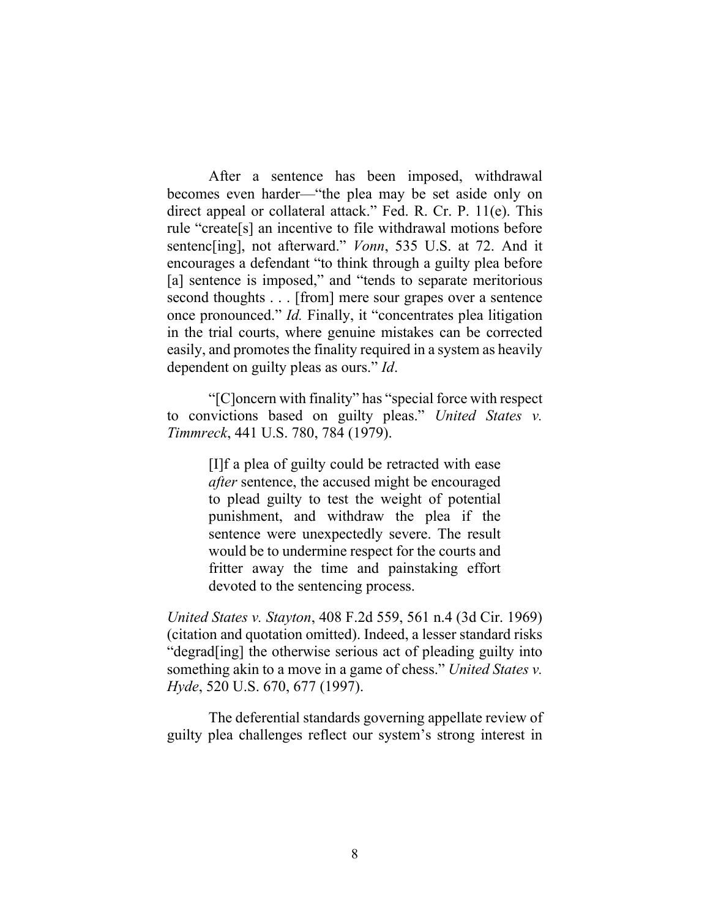After a sentence has been imposed, withdrawal becomes even harder—"the plea may be set aside only on direct appeal or collateral attack." Fed. R. Cr. P. 11(e). This rule "create[s] an incentive to file withdrawal motions before sentenc[ing], not afterward." *Vonn*, 535 U.S. at 72. And it encourages a defendant "to think through a guilty plea before [a] sentence is imposed," and "tends to separate meritorious second thoughts . . . [from] mere sour grapes over a sentence once pronounced." *Id.* Finally, it "concentrates plea litigation in the trial courts, where genuine mistakes can be corrected easily, and promotes the finality required in a system as heavily dependent on guilty pleas as ours." *Id*.

"[C]oncern with finality" has "special force with respect to convictions based on guilty pleas." *United States v. Timmreck*, 441 U.S. 780, 784 (1979).

> [I]f a plea of guilty could be retracted with ease *after* sentence, the accused might be encouraged to plead guilty to test the weight of potential punishment, and withdraw the plea if the sentence were unexpectedly severe. The result would be to undermine respect for the courts and fritter away the time and painstaking effort devoted to the sentencing process.

*United States v. Stayton*, 408 F.2d 559, 561 n.4 (3d Cir. 1969) (citation and quotation omitted). Indeed, a lesser standard risks "degrad[ing] the otherwise serious act of pleading guilty into something akin to a move in a game of chess." *United States v. Hyde*, 520 U.S. 670, 677 (1997).

The deferential standards governing appellate review of guilty plea challenges reflect our system's strong interest in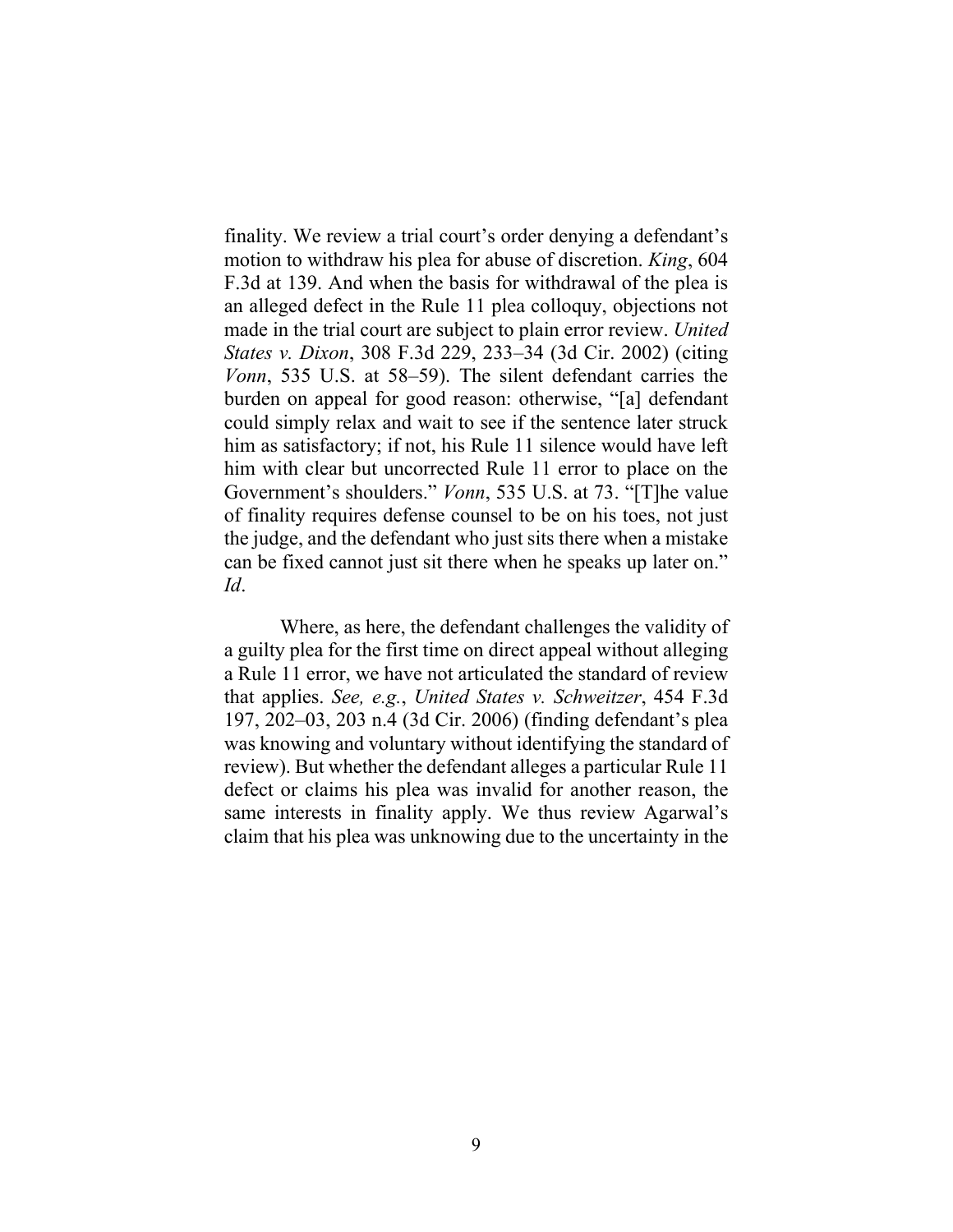finality. We review a trial court's order denying a defendant's motion to withdraw his plea for abuse of discretion. *King*, 604 F.3d at 139. And when the basis for withdrawal of the plea is an alleged defect in the Rule 11 plea colloquy, objections not made in the trial court are subject to plain error review. *United States v. Dixon*, 308 F.3d 229, 233–34 (3d Cir. 2002) (citing *Vonn*, 535 U.S. at 58–59). The silent defendant carries the burden on appeal for good reason: otherwise, "[a] defendant could simply relax and wait to see if the sentence later struck him as satisfactory; if not, his Rule 11 silence would have left him with clear but uncorrected Rule 11 error to place on the Government's shoulders." *Vonn*, 535 U.S. at 73. "[T]he value of finality requires defense counsel to be on his toes, not just the judge, and the defendant who just sits there when a mistake can be fixed cannot just sit there when he speaks up later on." *Id*.

Where, as here, the defendant challenges the validity of a guilty plea for the first time on direct appeal without alleging a Rule 11 error, we have not articulated the standard of review that applies. *See, e.g.*, *United States v. Schweitzer*, 454 F.3d 197, 202–03, 203 n.4 (3d Cir. 2006) (finding defendant's plea was knowing and voluntary without identifying the standard of review). But whether the defendant alleges a particular Rule 11 defect or claims his plea was invalid for another reason, the same interests in finality apply. We thus review Agarwal's claim that his plea was unknowing due to the uncertainty in the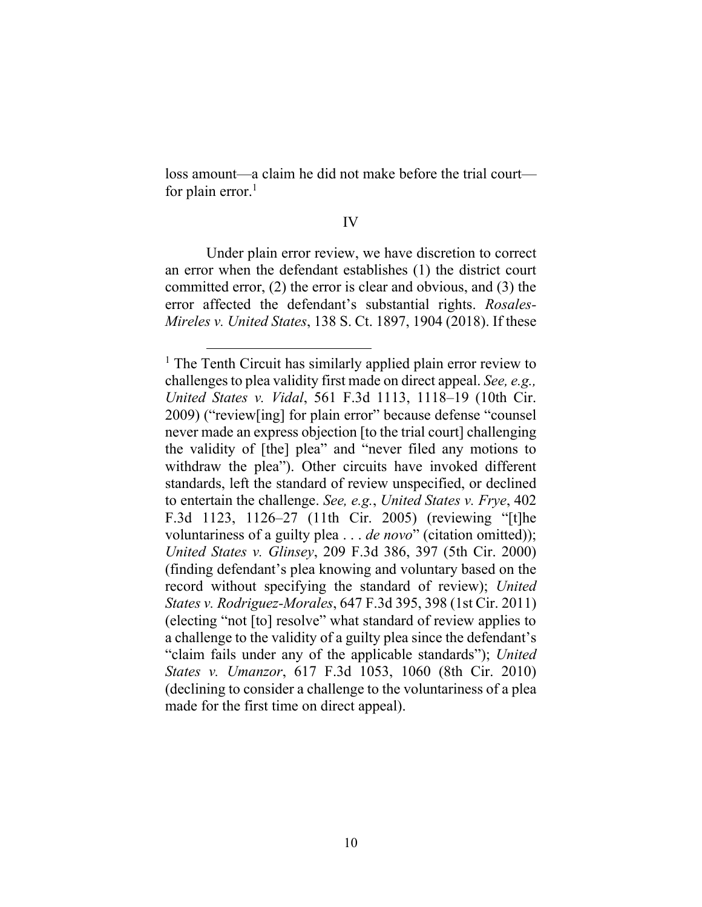loss amount—a claim he did not make before the trial court—for plain error.[1]

## IV

Under plain error review, we have discretion to correct an error when the defendant establishes (1) the district court committed error, (2) the error is clear and obvious, and (3) the error affected the defendant's substantial rights. *Rosales-Mireles v. United States*, 138 S. Ct. 1897, 1904 (2018). If these

---

[1] The Tenth Circuit has similarly applied plain error review to challenges to plea validity first made on direct appeal. *See, e.g., United States v. Vidal*, 561 F.3d 1113, 1118–19 (10th Cir. 2009) ("review[ing] for plain error" because defense "counsel never made an express objection [to the trial court] challenging the validity of [the] plea" and "never filed any motions to withdraw the plea"). Other circuits have invoked different standards, left the standard of review unspecified, or declined to entertain the challenge. *See, e.g.*, *United States v. Frye*, 402 F.3d 1123, 1126–27 (11th Cir. 2005) (reviewing "[t]he voluntariness of a guilty plea . . . *de novo*" (citation omitted)); *United States v. Glinsey*, 209 F.3d 386, 397 (5th Cir. 2000) (finding defendant's plea knowing and voluntary based on the record without specifying the standard of review); *United States v. Rodriguez-Morales*, 647 F.3d 395, 398 (1st Cir. 2011) (electing "not [to] resolve" what standard of review applies to a challenge to the validity of a guilty plea since the defendant's "claim fails under any of the applicable standards"); *United States v. Umanzor*, 617 F.3d 1053, 1060 (8th Cir. 2010) (declining to consider a challenge to the voluntariness of a plea made for the first time on direct appeal).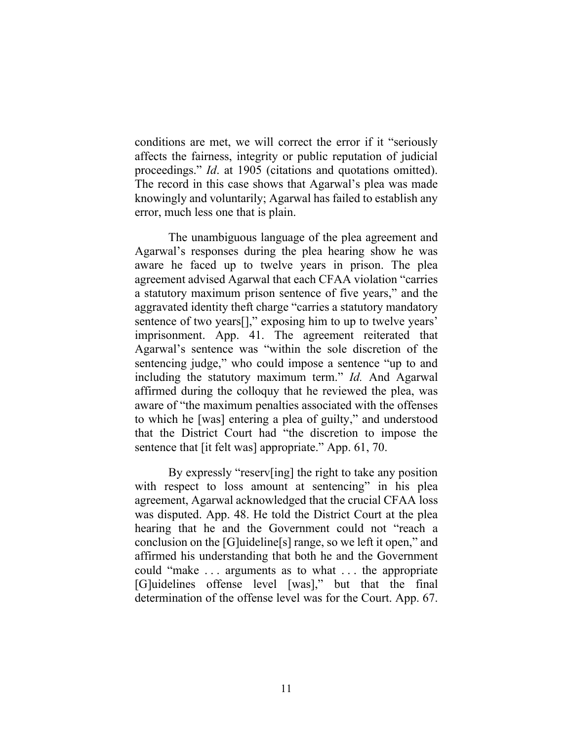conditions are met, we will correct the error if it "seriously affects the fairness, integrity or public reputation of judicial proceedings." *Id*. at 1905 (citations and quotations omitted). The record in this case shows that Agarwal's plea was made knowingly and voluntarily; Agarwal has failed to establish any error, much less one that is plain.

The unambiguous language of the plea agreement and Agarwal's responses during the plea hearing show he was aware he faced up to twelve years in prison. The plea agreement advised Agarwal that each CFAA violation "carries a statutory maximum prison sentence of five years," and the aggravated identity theft charge "carries a statutory mandatory sentence of two years[]," exposing him to up to twelve years' imprisonment. App. 41. The agreement reiterated that Agarwal's sentence was "within the sole discretion of the sentencing judge," who could impose a sentence "up to and including the statutory maximum term." *Id.* And Agarwal affirmed during the colloquy that he reviewed the plea, was aware of "the maximum penalties associated with the offenses to which he [was] entering a plea of guilty," and understood that the District Court had "the discretion to impose the sentence that [it felt was] appropriate." App. 61, 70.

By expressly "reserv[ing] the right to take any position with respect to loss amount at sentencing" in his plea agreement, Agarwal acknowledged that the crucial CFAA loss was disputed. App. 48. He told the District Court at the plea hearing that he and the Government could not "reach a conclusion on the [G]uideline[s] range, so we left it open," and affirmed his understanding that both he and the Government could "make . . . arguments as to what . . . the appropriate [G]uidelines offense level [was]," but that the final determination of the offense level was for the Court. App. 67.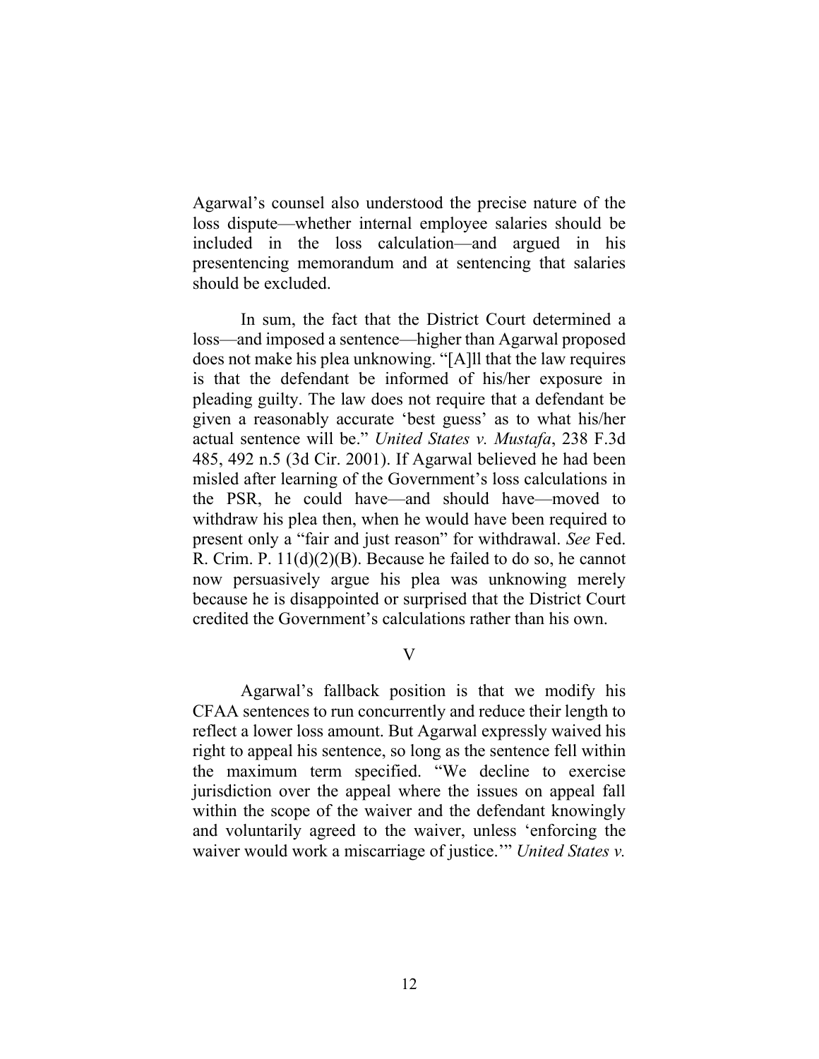Agarwal's counsel also understood the precise nature of the loss dispute—whether internal employee salaries should be included in the loss calculation—and argued in his presentencing memorandum and at sentencing that salaries should be excluded.

In sum, the fact that the District Court determined a loss—and imposed a sentence—higher than Agarwal proposed does not make his plea unknowing. "[A]ll that the law requires is that the defendant be informed of his/her exposure in pleading guilty. The law does not require that a defendant be given a reasonably accurate 'best guess' as to what his/her actual sentence will be." *United States v. Mustafa*, 238 F.3d 485, 492 n.5 (3d Cir. 2001). If Agarwal believed he had been misled after learning of the Government's loss calculations in the PSR, he could have—and should have—moved to withdraw his plea then, when he would have been required to present only a "fair and just reason" for withdrawal. *See* Fed. R. Crim. P. 11(d)(2)(B). Because he failed to do so, he cannot now persuasively argue his plea was unknowing merely because he is disappointed or surprised that the District Court credited the Government's calculations rather than his own.

## V

Agarwal's fallback position is that we modify his CFAA sentences to run concurrently and reduce their length to reflect a lower loss amount. But Agarwal expressly waived his right to appeal his sentence, so long as the sentence fell within the maximum term specified. "We decline to exercise jurisdiction over the appeal where the issues on appeal fall within the scope of the waiver and the defendant knowingly and voluntarily agreed to the waiver, unless 'enforcing the waiver would work a miscarriage of justice.'" *United States v.*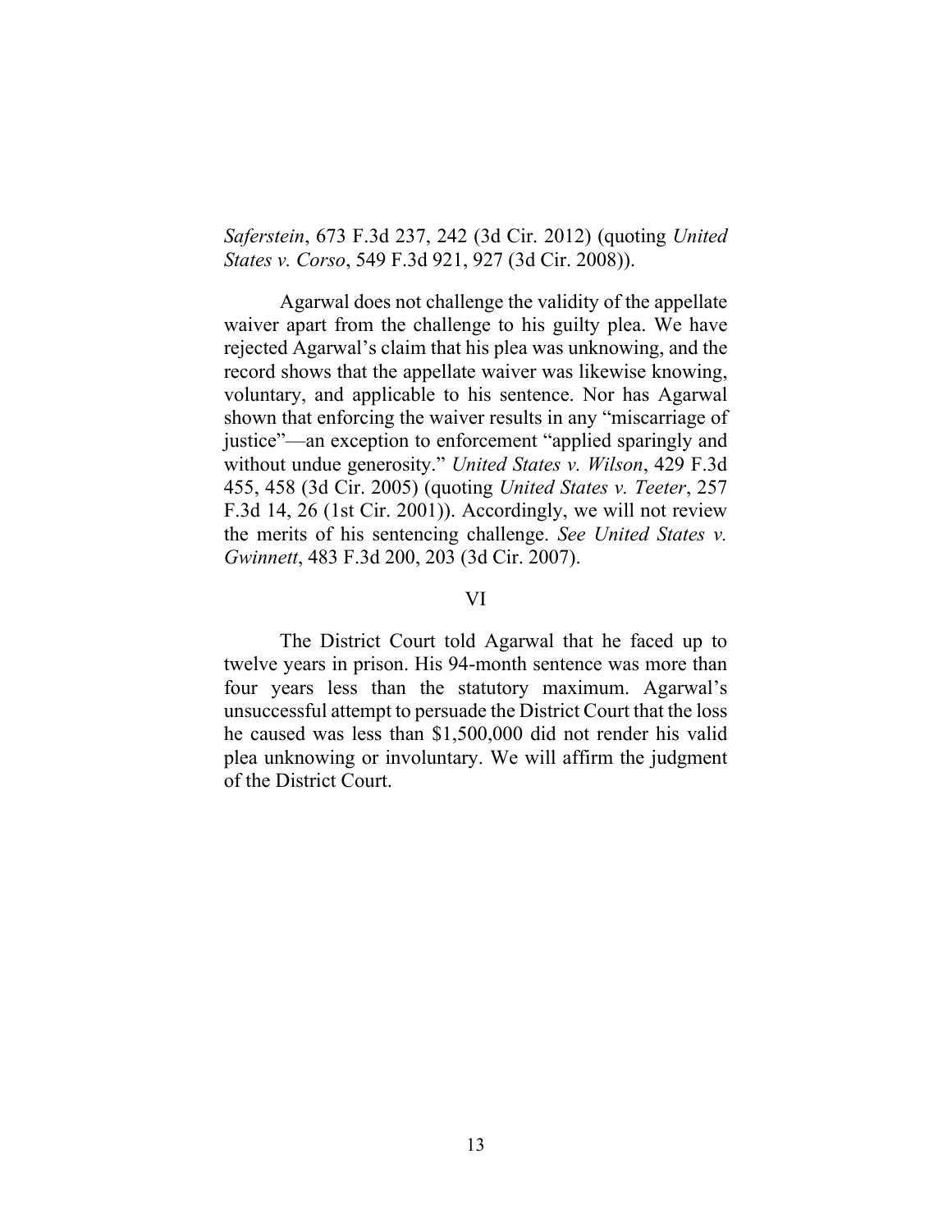*Saferstein*, 673 F.3d 237, 242 (3d Cir. 2012) (quoting *United States v. Corso*, 549 F.3d 921, 927 (3d Cir. 2008)).

Agarwal does not challenge the validity of the appellate waiver apart from the challenge to his guilty plea. We have rejected Agarwal's claim that his plea was unknowing, and the record shows that the appellate waiver was likewise knowing, voluntary, and applicable to his sentence. Nor has Agarwal shown that enforcing the waiver results in any "miscarriage of justice"—an exception to enforcement "applied sparingly and without undue generosity." *United States v. Wilson*, 429 F.3d 455, 458 (3d Cir. 2005) (quoting *United States v. Teeter*, 257 F.3d 14, 26 (1st Cir. 2001)). Accordingly, we will not review the merits of his sentencing challenge. *See United States v. Gwinnett*, 483 F.3d 200, 203 (3d Cir. 2007).

## VI

The District Court told Agarwal that he faced up to twelve years in prison. His 94-month sentence was more than four years less than the statutory maximum. Agarwal's unsuccessful attempt to persuade the District Court that the loss he caused was less than $1,500,000 did not render his valid plea unknowing or involuntary. We will affirm the judgment of the District Court.